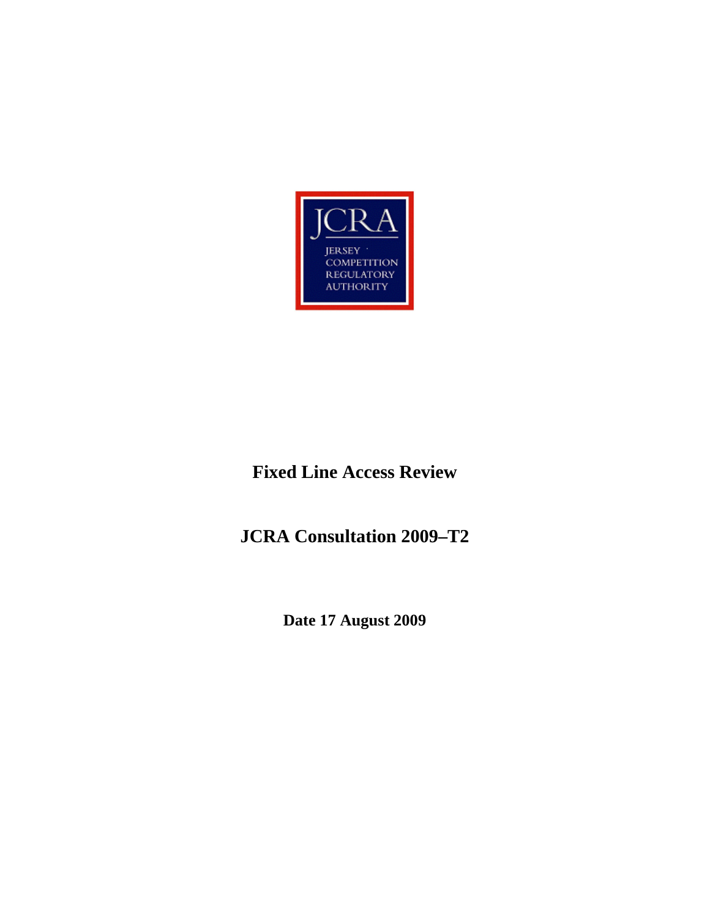JCRA

JERSEY COMPETITION REGULATORY AUTHORITY

# Fixed Line Access Review

## JCRA Consultation 2009–T2

**Date 17 August 2009**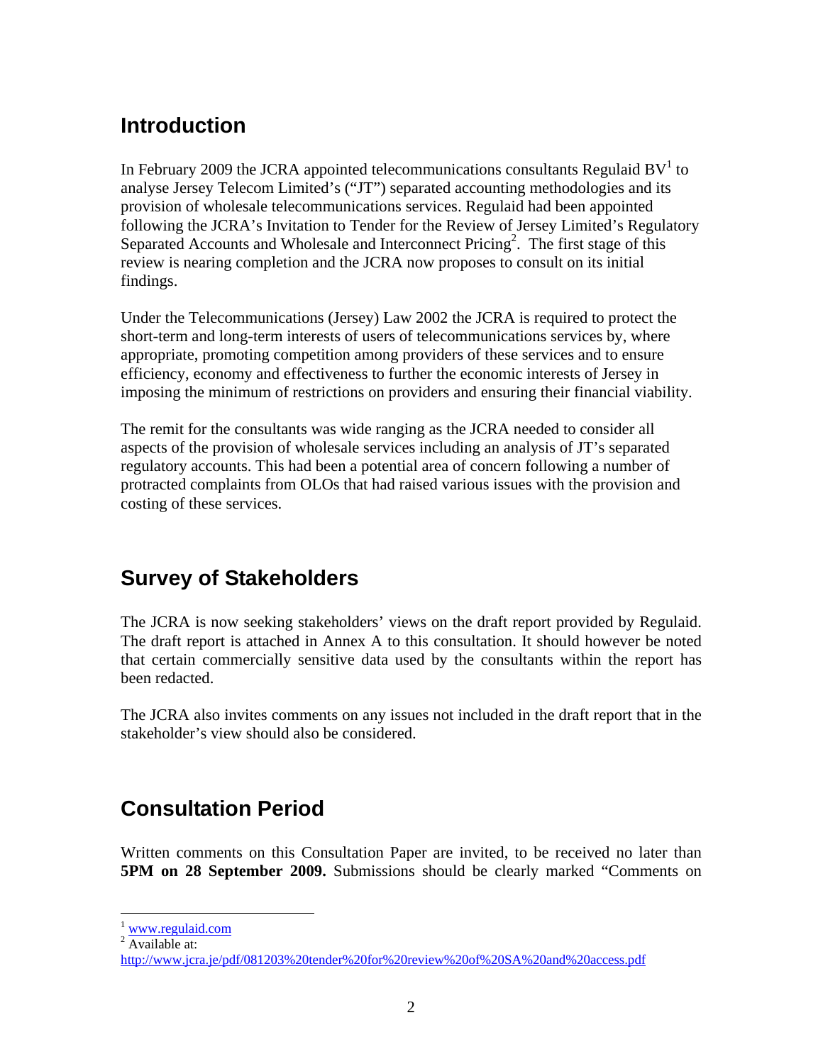## Introduction

In February 2009 the JCRA appointed telecommunications consultants Regulaid BV[1] to analyse Jersey Telecom Limited's ("JT") separated accounting methodologies and its provision of wholesale telecommunications services. Regulaid had been appointed following the JCRA's Invitation to Tender for the Review of Jersey Limited's Regulatory Separated Accounts and Wholesale and Interconnect Pricing[2]. The first stage of this review is nearing completion and the JCRA now proposes to consult on its initial findings.

Under the Telecommunications (Jersey) Law 2002 the JCRA is required to protect the short-term and long-term interests of users of telecommunications services by, where appropriate, promoting competition among providers of these services and to ensure efficiency, economy and effectiveness to further the economic interests of Jersey in imposing the minimum of restrictions on providers and ensuring their financial viability.

The remit for the consultants was wide ranging as the JCRA needed to consider all aspects of the provision of wholesale services including an analysis of JT's separated regulatory accounts. This had been a potential area of concern following a number of protracted complaints from OLOs that had raised various issues with the provision and costing of these services.

## Survey of Stakeholders

The JCRA is now seeking stakeholders' views on the draft report provided by Regulaid. The draft report is attached in Annex A to this consultation. It should however be noted that certain commercially sensitive data used by the consultants within the report has been redacted.

The JCRA also invites comments on any issues not included in the draft report that in the stakeholder's view should also be considered.

## Consultation Period

Written comments on this Consultation Paper are invited, to be received no later than **5PM on 28 September 2009.** Submissions should be clearly marked "Comments on

---

[1] www.regulaid.com

[2] Available at: http://www.jcra.je/pdf/081203%20tender%20for%20review%20of%20SA%20and%20access.pdf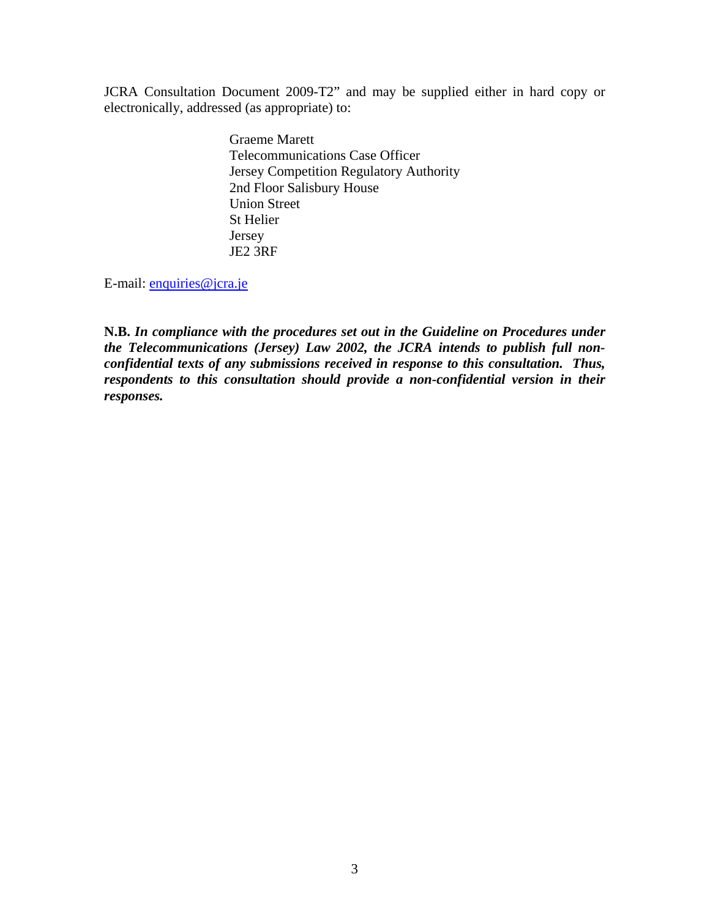JCRA Consultation Document 2009-T2" and may be supplied either in hard copy or electronically, addressed (as appropriate) to:

Graeme Marett
Telecommunications Case Officer
Jersey Competition Regulatory Authority
2nd Floor Salisbury House
Union Street
St Helier
Jersey
JE2 3RF

E-mail: enquiries@jcra.je

**N.B.** ***In compliance with the procedures set out in the Guideline on Procedures under the Telecommunications (Jersey) Law 2002, the JCRA intends to publish full non-confidential texts of any submissions received in response to this consultation. Thus, respondents to this consultation should provide a non-confidential version in their responses.***